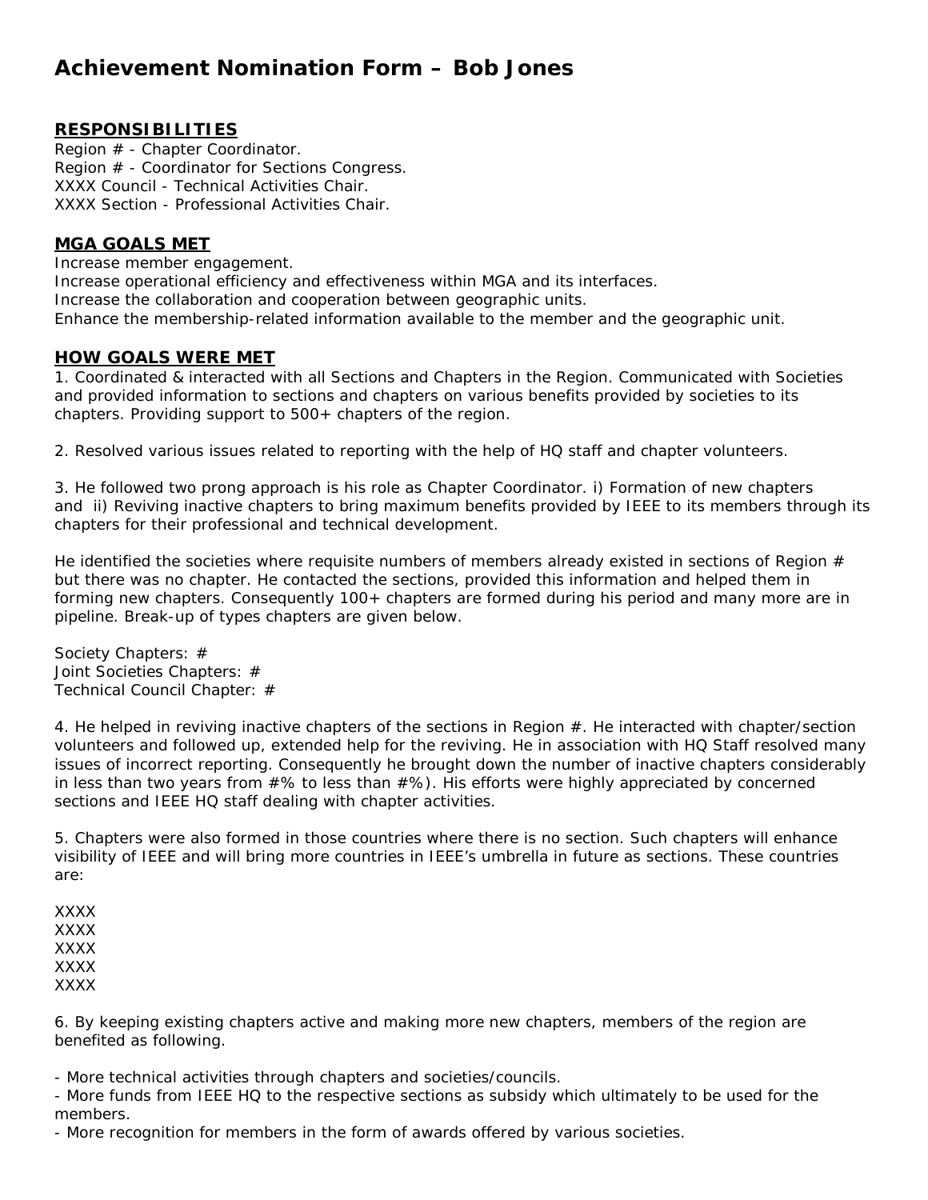# Achievement Nomination Form – Bob Jones

## RESPONSIBILITIES

Region # - Chapter Coordinator.
Region # - Coordinator for Sections Congress.
XXXX Council - Technical Activities Chair.
XXXX Section - Professional Activities Chair.

## MGA GOALS MET

Increase member engagement.
Increase operational efficiency and effectiveness within MGA and its interfaces.
Increase the collaboration and cooperation between geographic units.
Enhance the membership-related information available to the member and the geographic unit.

## HOW GOALS WERE MET

1. Coordinated & interacted with all Sections and Chapters in the Region. Communicated with Societies and provided information to sections and chapters on various benefits provided by societies to its chapters. Providing support to 500+ chapters of the region.

2. Resolved various issues related to reporting with the help of HQ staff and chapter volunteers.

3. He followed two prong approach is his role as Chapter Coordinator. i) Formation of new chapters and ii) Reviving inactive chapters to bring maximum benefits provided by IEEE to its members through its chapters for their professional and technical development.

He identified the societies where requisite numbers of members already existed in sections of Region # but there was no chapter. He contacted the sections, provided this information and helped them in forming new chapters. Consequently 100+ chapters are formed during his period and many more are in pipeline. Break-up of types chapters are given below.

Society Chapters: #
Joint Societies Chapters: #
Technical Council Chapter: #

4. He helped in reviving inactive chapters of the sections in Region #. He interacted with chapter/section volunteers and followed up, extended help for the reviving. He in association with HQ Staff resolved many issues of incorrect reporting. Consequently he brought down the number of inactive chapters considerably in less than two years from #% to less than #%). His efforts were highly appreciated by concerned sections and IEEE HQ staff dealing with chapter activities.

5. Chapters were also formed in those countries where there is no section. Such chapters will enhance visibility of IEEE and will bring more countries in IEEE's umbrella in future as sections. These countries are:

XXXX
XXXX
XXXX
XXXX
XXXX

6. By keeping existing chapters active and making more new chapters, members of the region are benefited as following.

- More technical activities through chapters and societies/councils.
- More funds from IEEE HQ to the respective sections as subsidy which ultimately to be used for the members.
- More recognition for members in the form of awards offered by various societies.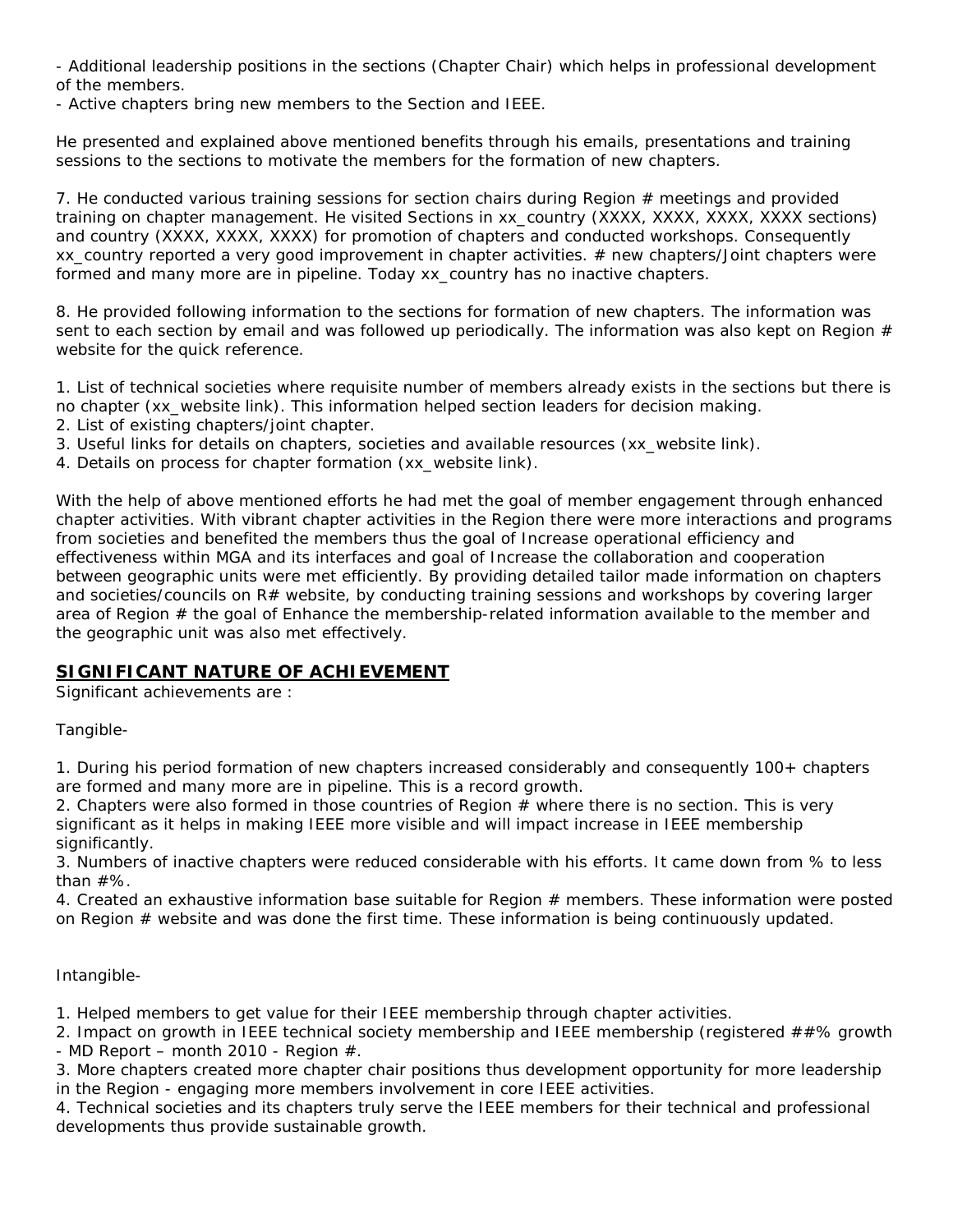- Additional leadership positions in the sections (Chapter Chair) which helps in professional development of the members.
- Active chapters bring new members to the Section and IEEE.

He presented and explained above mentioned benefits through his emails, presentations and training sessions to the sections to motivate the members for the formation of new chapters.

7. He conducted various training sessions for section chairs during Region # meetings and provided training on chapter management. He visited Sections in xx_country (XXXX, XXXX, XXXX, XXXX sections) and country (XXXX, XXXX, XXXX) for promotion of chapters and conducted workshops. Consequently xx_country reported a very good improvement in chapter activities. # new chapters/Joint chapters were formed and many more are in pipeline. Today xx_country has no inactive chapters.

8. He provided following information to the sections for formation of new chapters. The information was sent to each section by email and was followed up periodically. The information was also kept on Region # website for the quick reference.

1. List of technical societies where requisite number of members already exists in the sections but there is no chapter (xx_website link). This information helped section leaders for decision making.
2. List of existing chapters/joint chapter.
3. Useful links for details on chapters, societies and available resources (xx_website link).
4. Details on process for chapter formation (xx_website link).

With the help of above mentioned efforts he had met the goal of member engagement through enhanced chapter activities. With vibrant chapter activities in the Region there were more interactions and programs from societies and benefited the members thus the goal of Increase operational efficiency and effectiveness within MGA and its interfaces and goal of Increase the collaboration and cooperation between geographic units were met efficiently. By providing detailed tailor made information on chapters and societies/councils on R# website, by conducting training sessions and workshops by covering larger area of Region # the goal of Enhance the membership-related information available to the member and the geographic unit was also met effectively.

## SIGNIFICANT NATURE OF ACHIEVEMENT

Significant achievements are :

Tangible-

1. During his period formation of new chapters increased considerably and consequently 100+ chapters are formed and many more are in pipeline. This is a record growth.
2. Chapters were also formed in those countries of Region # where there is no section. This is very significant as it helps in making IEEE more visible and will impact increase in IEEE membership significantly.
3. Numbers of inactive chapters were reduced considerable with his efforts. It came down from % to less than #%.
4. Created an exhaustive information base suitable for Region # members. These information were posted on Region # website and was done the first time. These information is being continuously updated.

Intangible-

1. Helped members to get value for their IEEE membership through chapter activities.
2. Impact on growth in IEEE technical society membership and IEEE membership (registered ##% growth - MD Report – month 2010 - Region #.
3. More chapters created more chapter chair positions thus development opportunity for more leadership in the Region - engaging more members involvement in core IEEE activities.
4. Technical societies and its chapters truly serve the IEEE members for their technical and professional developments thus provide sustainable growth.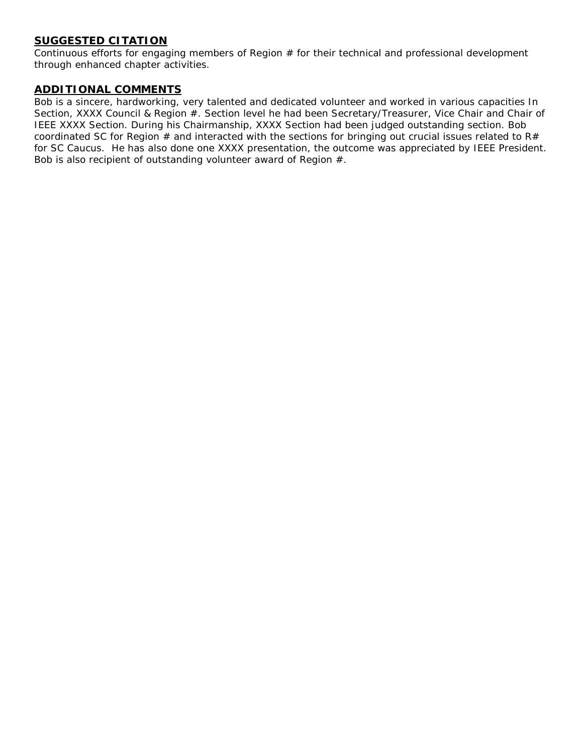## SUGGESTED CITATION

Continuous efforts for engaging members of Region # for their technical and professional development through enhanced chapter activities.

## ADDITIONAL COMMENTS

Bob is a sincere, hardworking, very talented and dedicated volunteer and worked in various capacities In Section, XXXX Council & Region #. Section level he had been Secretary/Treasurer, Vice Chair and Chair of IEEE XXXX Section. During his Chairmanship, XXXX Section had been judged outstanding section. Bob coordinated SC for Region # and interacted with the sections for bringing out crucial issues related to R# for SC Caucus. He has also done one XXXX presentation, the outcome was appreciated by IEEE President. Bob is also recipient of outstanding volunteer award of Region #.